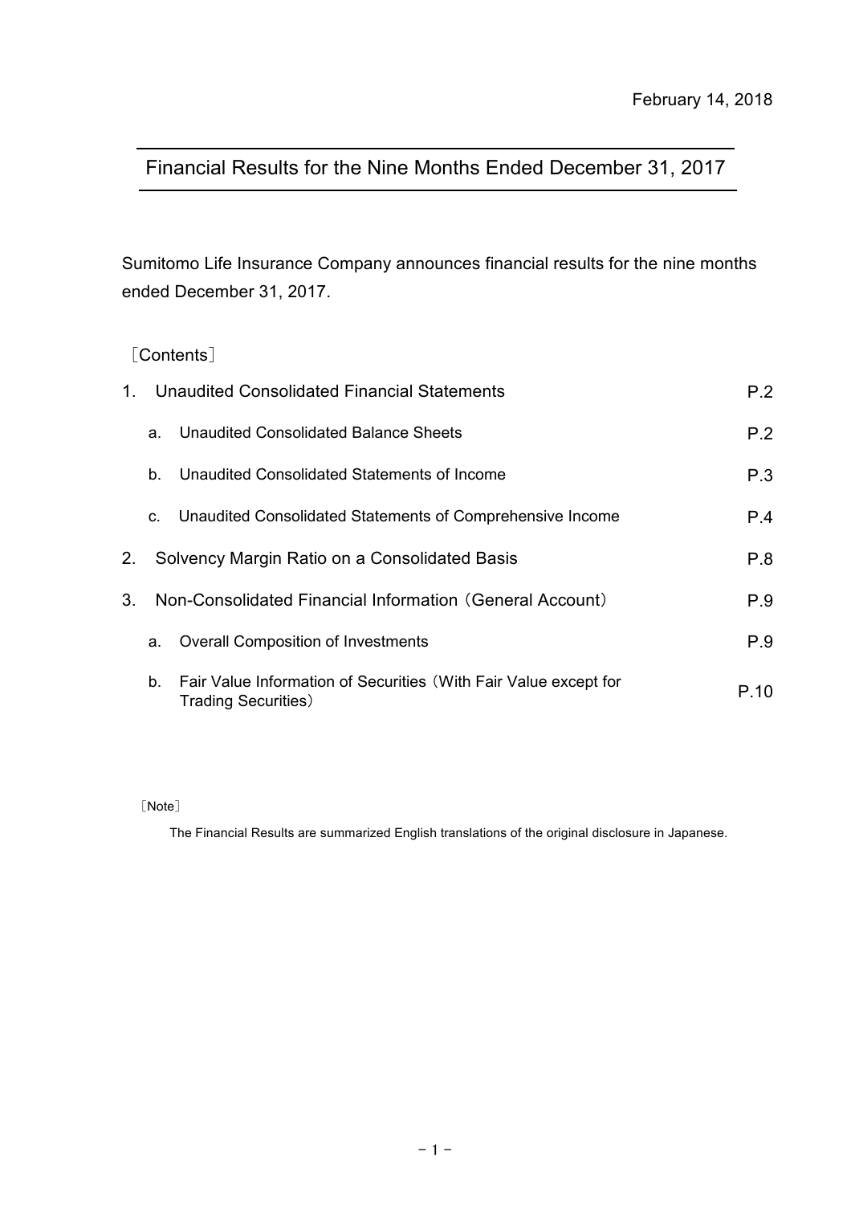February 14, 2018

# Financial Results for the Nine Months Ended December 31, 2017

Sumitomo Life Insurance Company announces financial results for the nine months ended December 31, 2017.

［Contents］

| | | |
|---|---|---|
| 1. | Unaudited Consolidated Financial Statements | P.2 |
| | a. Unaudited Consolidated Balance Sheets | P.2 |
| | b. Unaudited Consolidated Statements of Income | P.3 |
| | c. Unaudited Consolidated Statements of Comprehensive Income | P.4 |
| 2. | Solvency Margin Ratio on a Consolidated Basis | P.8 |
| 3. | Non-Consolidated Financial Information（General Account） | P.9 |
| | a. Overall Composition of Investments | P.9 |
| | b. Fair Value Information of Securities（With Fair Value except for Trading Securities） | P.10 |

［Note］

The Financial Results are summarized English translations of the original disclosure in Japanese.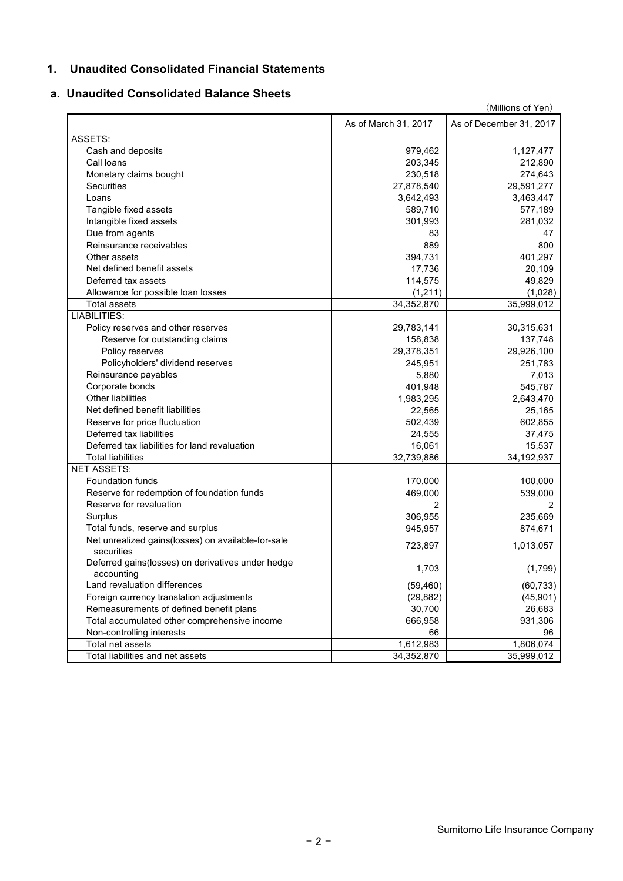## 1. Unaudited Consolidated Financial Statements

### a. Unaudited Consolidated Balance Sheets

(Millions of Yen)

| | As of March 31, 2017 | As of December 31, 2017 |
|---|---|---|
| ASSETS: | | |
| Cash and deposits | 979,462 | 1,127,477 |
| Call loans | 203,345 | 212,890 |
| Monetary claims bought | 230,518 | 274,643 |
| Securities | 27,878,540 | 29,591,277 |
| Loans | 3,642,493 | 3,463,447 |
| Tangible fixed assets | 589,710 | 577,189 |
| Intangible fixed assets | 301,993 | 281,032 |
| Due from agents | 83 | 47 |
| Reinsurance receivables | 889 | 800 |
| Other assets | 394,731 | 401,297 |
| Net defined benefit assets | 17,736 | 20,109 |
| Deferred tax assets | 114,575 | 49,829 |
| Allowance for possible loan losses | (1,211) | (1,028) |
| Total assets | 34,352,870 | 35,999,012 |
| LIABILITIES: | | |
| Policy reserves and other reserves | 29,783,141 | 30,315,631 |
| Reserve for outstanding claims | 158,838 | 137,748 |
| Policy reserves | 29,378,351 | 29,926,100 |
| Policyholders' dividend reserves | 245,951 | 251,783 |
| Reinsurance payables | 5,880 | 7,013 |
| Corporate bonds | 401,948 | 545,787 |
| Other liabilities | 1,983,295 | 2,643,470 |
| Net defined benefit liabilities | 22,565 | 25,165 |
| Reserve for price fluctuation | 502,439 | 602,855 |
| Deferred tax liabilities | 24,555 | 37,475 |
| Deferred tax liabilities for land revaluation | 16,061 | 15,537 |
| Total liabilities | 32,739,886 | 34,192,937 |
| NET ASSETS: | | |
| Foundation funds | 170,000 | 100,000 |
| Reserve for redemption of foundation funds | 469,000 | 539,000 |
| Reserve for revaluation | 2 | 2 |
| Surplus | 306,955 | 235,669 |
| Total funds, reserve and surplus | 945,957 | 874,671 |
| Net unrealized gains(losses) on available-for-sale securities | 723,897 | 1,013,057 |
| Deferred gains(losses) on derivatives under hedge accounting | 1,703 | (1,799) |
| Land revaluation differences | (59,460) | (60,733) |
| Foreign currency translation adjustments | (29,882) | (45,901) |
| Remeasurements of defined benefit plans | 30,700 | 26,683 |
| Total accumulated other comprehensive income | 666,958 | 931,306 |
| Non-controlling interests | 66 | 96 |
| Total net assets | 1,612,983 | 1,806,074 |
| Total liabilities and net assets | 34,352,870 | 35,999,012 |

Sumitomo Life Insurance Company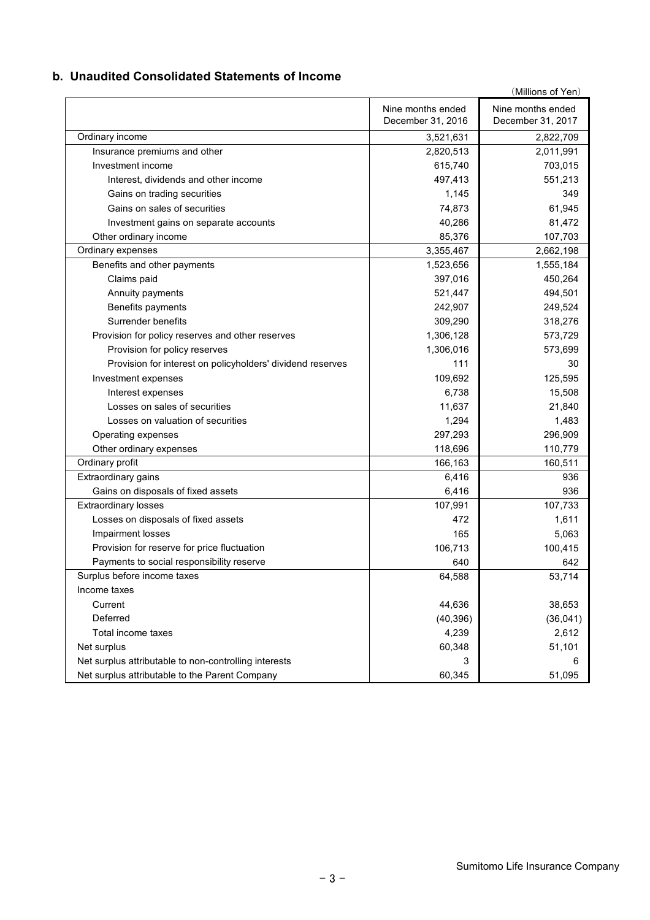## b. Unaudited Consolidated Statements of Income

(Millions of Yen)

| | Nine months ended December 31, 2016 | Nine months ended December 31, 2017 |
|---|---|---|
| Ordinary income | 3,521,631 | 2,822,709 |
| Insurance premiums and other | 2,820,513 | 2,011,991 |
| Investment income | 615,740 | 703,015 |
| Interest, dividends and other income | 497,413 | 551,213 |
| Gains on trading securities | 1,145 | 349 |
| Gains on sales of securities | 74,873 | 61,945 |
| Investment gains on separate accounts | 40,286 | 81,472 |
| Other ordinary income | 85,376 | 107,703 |
| Ordinary expenses | 3,355,467 | 2,662,198 |
| Benefits and other payments | 1,523,656 | 1,555,184 |
| Claims paid | 397,016 | 450,264 |
| Annuity payments | 521,447 | 494,501 |
| Benefits payments | 242,907 | 249,524 |
| Surrender benefits | 309,290 | 318,276 |
| Provision for policy reserves and other reserves | 1,306,128 | 573,729 |
| Provision for policy reserves | 1,306,016 | 573,699 |
| Provision for interest on policyholders' dividend reserves | 111 | 30 |
| Investment expenses | 109,692 | 125,595 |
| Interest expenses | 6,738 | 15,508 |
| Losses on sales of securities | 11,637 | 21,840 |
| Losses on valuation of securities | 1,294 | 1,483 |
| Operating expenses | 297,293 | 296,909 |
| Other ordinary expenses | 118,696 | 110,779 |
| Ordinary profit | 166,163 | 160,511 |
| Extraordinary gains | 6,416 | 936 |
| Gains on disposals of fixed assets | 6,416 | 936 |
| Extraordinary losses | 107,991 | 107,733 |
| Losses on disposals of fixed assets | 472 | 1,611 |
| Impairment losses | 165 | 5,063 |
| Provision for reserve for price fluctuation | 106,713 | 100,415 |
| Payments to social responsibility reserve | 640 | 642 |
| Surplus before income taxes | 64,588 | 53,714 |
| Income taxes | | |
| Current | 44,636 | 38,653 |
| Deferred | (40,396) | (36,041) |
| Total income taxes | 4,239 | 2,612 |
| Net surplus | 60,348 | 51,101 |
| Net surplus attributable to non-controlling interests | 3 | 6 |
| Net surplus attributable to the Parent Company | 60,345 | 51,095 |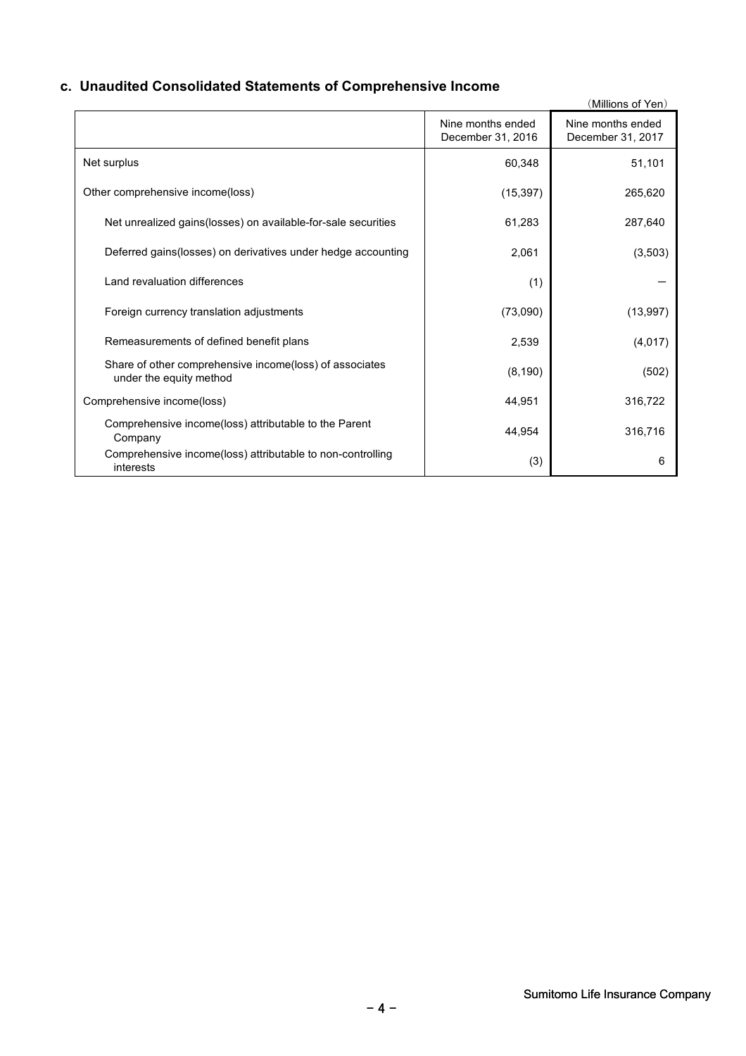## c. Unaudited Consolidated Statements of Comprehensive Income

(Millions of Yen)

| | Nine months ended December 31, 2016 | Nine months ended December 31, 2017 |
|---|---|---|
| Net surplus | 60,348 | 51,101 |
| Other comprehensive income(loss) | (15,397) | 265,620 |
| Net unrealized gains(losses) on available-for-sale securities | 61,283 | 287,640 |
| Deferred gains(losses) on derivatives under hedge accounting | 2,061 | (3,503) |
| Land revaluation differences | (1) | — |
| Foreign currency translation adjustments | (73,090) | (13,997) |
| Remeasurements of defined benefit plans | 2,539 | (4,017) |
| Share of other comprehensive income(loss) of associates under the equity method | (8,190) | (502) |
| Comprehensive income(loss) | 44,951 | 316,722 |
| Comprehensive income(loss) attributable to the Parent Company | 44,954 | 316,716 |
| Comprehensive income(loss) attributable to non-controlling interests | (3) | 6 |

Sumitomo Life Insurance Company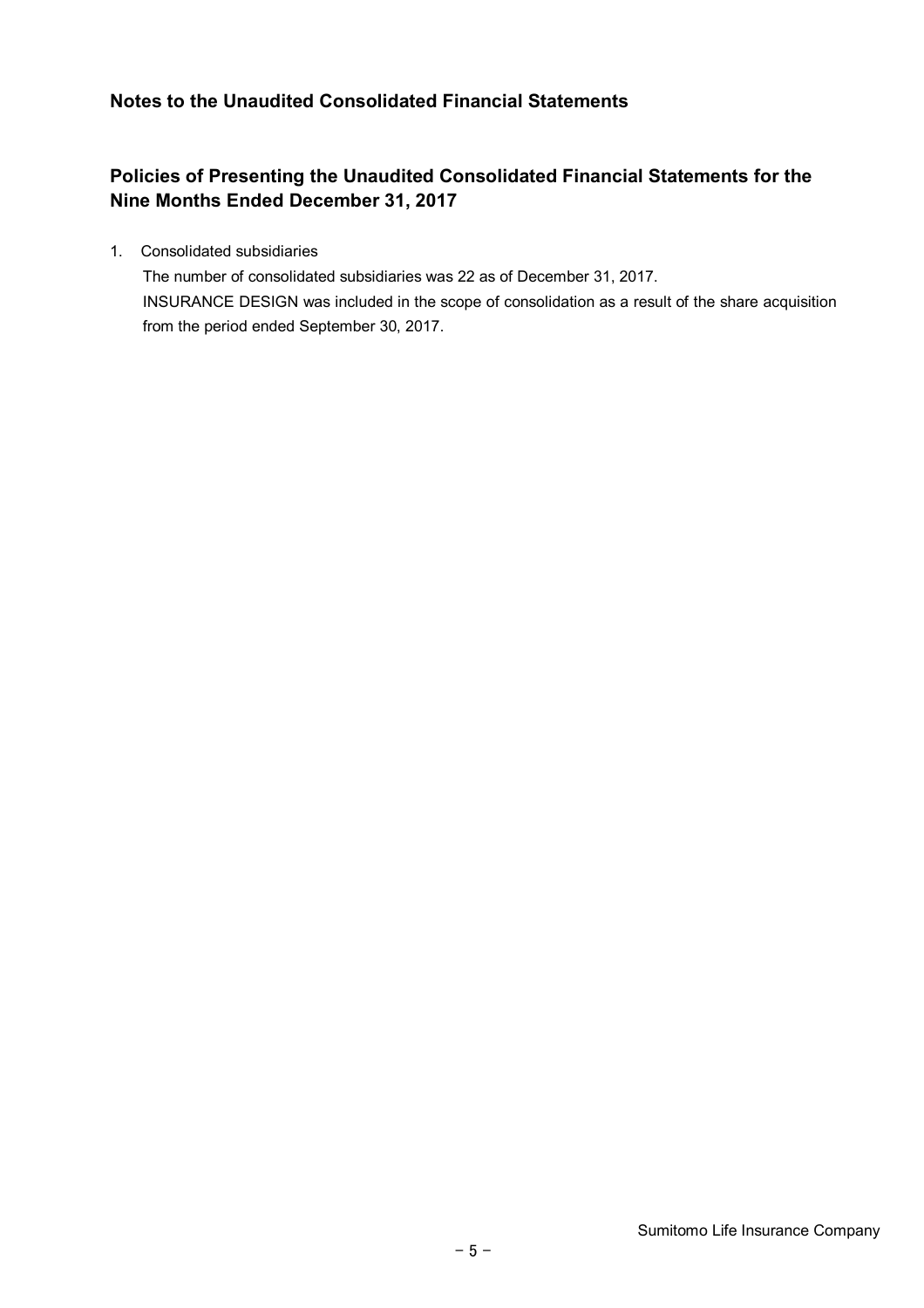## Notes to the Unaudited Consolidated Financial Statements

## Policies of Presenting the Unaudited Consolidated Financial Statements for the Nine Months Ended December 31, 2017

1. Consolidated subsidiaries

   The number of consolidated subsidiaries was 22 as of December 31, 2017.
   INSURANCE DESIGN was included in the scope of consolidation as a result of the share acquisition from the period ended September 30, 2017.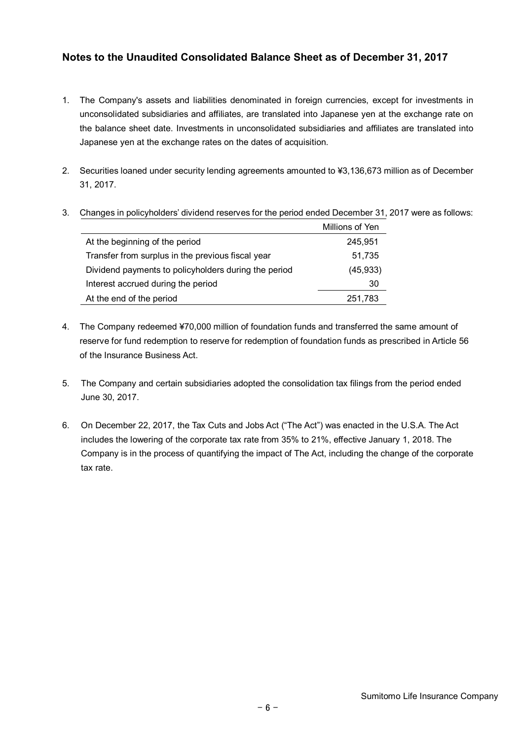## Notes to the Unaudited Consolidated Balance Sheet as of December 31, 2017

1. The Company's assets and liabilities denominated in foreign currencies, except for investments in unconsolidated subsidiaries and affiliates, are translated into Japanese yen at the exchange rate on the balance sheet date. Investments in unconsolidated subsidiaries and affiliates are translated into Japanese yen at the exchange rates on the dates of acquisition.

2. Securities loaned under security lending agreements amounted to ¥3,136,673 million as of December 31, 2017.

3. Changes in policyholders' dividend reserves for the period ended December 31, 2017 were as follows:

| | Millions of Yen |
|---|---|
| At the beginning of the period | 245,951 |
| Transfer from surplus in the previous fiscal year | 51,735 |
| Dividend payments to policyholders during the period | (45,933) |
| Interest accrued during the period | 30 |
| At the end of the period | 251,783 |

4. The Company redeemed ¥70,000 million of foundation funds and transferred the same amount of reserve for fund redemption to reserve for redemption of foundation funds as prescribed in Article 56 of the Insurance Business Act.

5. The Company and certain subsidiaries adopted the consolidation tax filings from the period ended June 30, 2017.

6. On December 22, 2017, the Tax Cuts and Jobs Act ("The Act") was enacted in the U.S.A. The Act includes the lowering of the corporate tax rate from 35% to 21%, effective January 1, 2018. The Company is in the process of quantifying the impact of The Act, including the change of the corporate tax rate.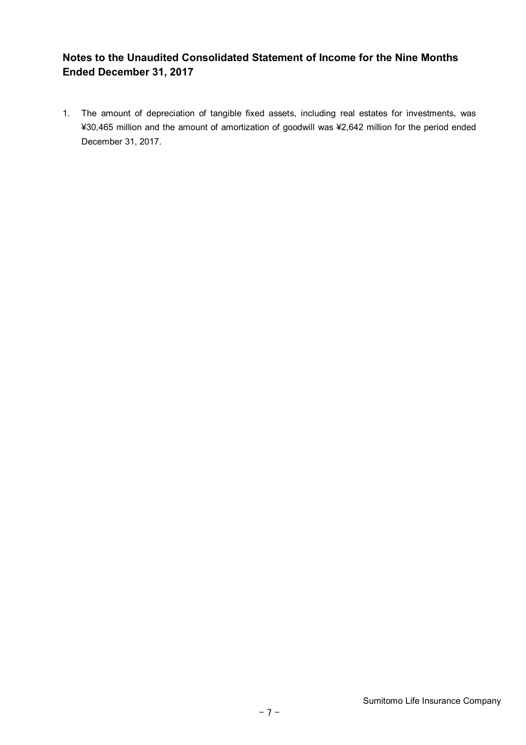## Notes to the Unaudited Consolidated Statement of Income for the Nine Months Ended December 31, 2017

1. The amount of depreciation of tangible fixed assets, including real estates for investments, was ¥30,465 million and the amount of amortization of goodwill was ¥2,642 million for the period ended December 31, 2017.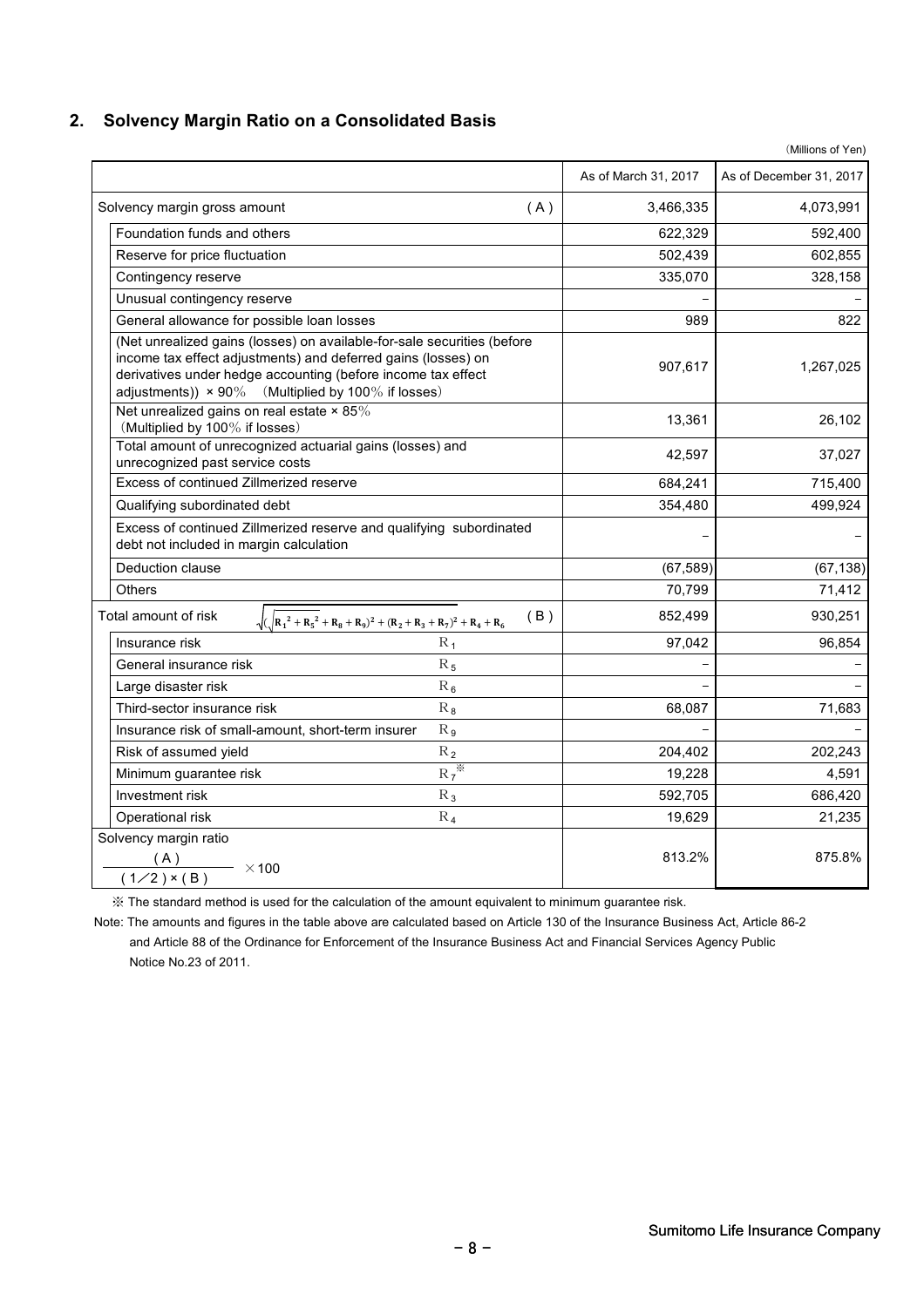## 2. Solvency Margin Ratio on a Consolidated Basis

(Millions of Yen)

| | | As of March 31, 2017 | As of December 31, 2017 |
|---|---|---|---|
| Solvency margin gross amount | (A) | 3,466,335 | 4,073,991 |
| Foundation funds and others | | 622,329 | 592,400 |
| Reserve for price fluctuation | | 502,439 | 602,855 |
| Contingency reserve | | 335,070 | 328,158 |
| Unusual contingency reserve | | – | – |
| General allowance for possible loan losses | | 989 | 822 |
| (Net unrealized gains (losses) on available-for-sale securities (before income tax effect adjustments) and deferred gains (losses) on derivatives under hedge accounting (before income tax effect adjustments)) × 90% (Multiplied by 100% if losses) | | 907,617 | 1,267,025 |
| Net unrealized gains on real estate × 85% (Multiplied by 100% if losses) | | 13,361 | 26,102 |
| Total amount of unrecognized actuarial gains (losses) and unrecognized past service costs | | 42,597 | 37,027 |
| Excess of continued Zillmerized reserve | | 684,241 | 715,400 |
| Qualifying subordinated debt | | 354,480 | 499,924 |
| Excess of continued Zillmerized reserve and qualifying subordinated debt not included in margin calculation | | – | – |
| Deduction clause | | (67,589) | (67,138) |
| Others | | 70,799 | 71,412 |
| Total amount of risk $\sqrt{(\sqrt{R_1^2 + R_5^2} + R_8 + R_9)^2 + (R_2 + R_3 + R_7)^2} + R_4 + R_6$ | (B) | 852,499 | 930,251 |
| Insurance risk | $R_1$ | 97,042 | 96,854 |
| General insurance risk | $R_5$ | – | – |
| Large disaster risk | $R_6$ | – | – |
| Third-sector insurance risk | $R_8$ | 68,087 | 71,683 |
| Insurance risk of small-amount, short-term insurer | $R_9$ | – | – |
| Risk of assumed yield | $R_2$ | 204,402 | 202,243 |
| Minimum guarantee risk | $R_7$※ | 19,228 | 4,591 |
| Investment risk | $R_3$ | 592,705 | 686,420 |
| Operational risk | $R_4$ | 19,629 | 21,235 |
| Solvency margin ratio $\frac{(A)}{(1/2) \times (B)} \times 100$ | | 813.2% | 875.8% |

※ The standard method is used for the calculation of the amount equivalent to minimum guarantee risk.

Note: The amounts and figures in the table above are calculated based on Article 130 of the Insurance Business Act, Article 86-2 and Article 88 of the Ordinance for Enforcement of the Insurance Business Act and Financial Services Agency Public Notice No.23 of 2011.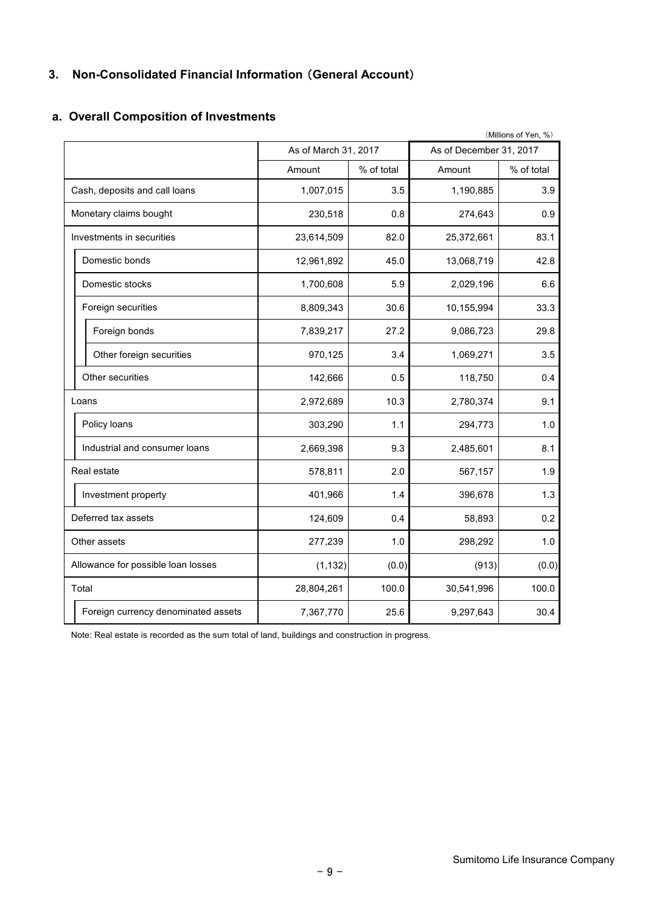## 3. Non-Consolidated Financial Information (General Account)

### a. Overall Composition of Investments

(Millions of Yen, %)

| | As of March 31, 2017 | | As of December 31, 2017 | |
|---|---|---|---|---|
| | Amount | % of total | Amount | % of total |
| Cash, deposits and call loans | 1,007,015 | 3.5 | 1,190,885 | 3.9 |
| Monetary claims bought | 230,518 | 0.8 | 274,643 | 0.9 |
| Investments in securities | 23,614,509 | 82.0 | 25,372,661 | 83.1 |
| Domestic bonds | 12,961,892 | 45.0 | 13,068,719 | 42.8 |
| Domestic stocks | 1,700,608 | 5.9 | 2,029,196 | 6.6 |
| Foreign securities | 8,809,343 | 30.6 | 10,155,994 | 33.3 |
| Foreign bonds | 7,839,217 | 27.2 | 9,086,723 | 29.8 |
| Other foreign securities | 970,125 | 3.4 | 1,069,271 | 3.5 |
| Other securities | 142,666 | 0.5 | 118,750 | 0.4 |
| Loans | 2,972,689 | 10.3 | 2,780,374 | 9.1 |
| Policy loans | 303,290 | 1.1 | 294,773 | 1.0 |
| Industrial and consumer loans | 2,669,398 | 9.3 | 2,485,601 | 8.1 |
| Real estate | 578,811 | 2.0 | 567,157 | 1.9 |
| Investment property | 401,966 | 1.4 | 396,678 | 1.3 |
| Deferred tax assets | 124,609 | 0.4 | 58,893 | 0.2 |
| Other assets | 277,239 | 1.0 | 298,292 | 1.0 |
| Allowance for possible loan losses | (1,132) | (0.0) | (913) | (0.0) |
| Total | 28,804,261 | 100.0 | 30,541,996 | 100.0 |
| Foreign currency denominated assets | 7,367,770 | 25.6 | 9,297,643 | 30.4 |

Note: Real estate is recorded as the sum total of land, buildings and construction in progress.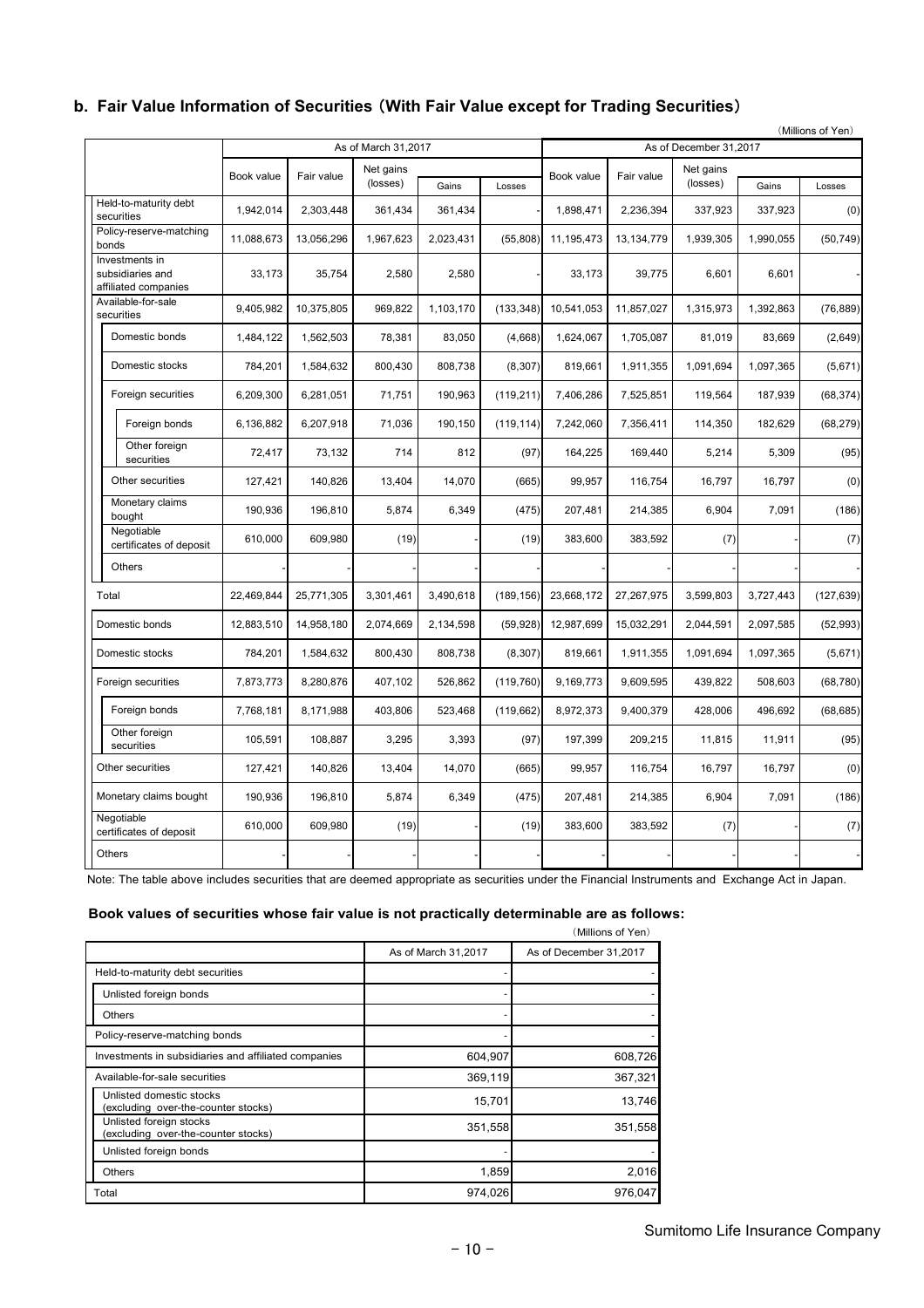## b. Fair Value Information of Securities（With Fair Value except for Trading Securities）

（Millions of Yen）

| | As of March 31,2017 | | | | | As of December 31,2017 | | | | |
|---|---|---|---|---|---|---|---|---|---|---|
| | Book value | Fair value | Net gains (losses) | Gains | Losses | Book value | Fair value | Net gains (losses) | Gains | Losses |
| Held-to-maturity debt securities | 1,942,014 | 2,303,448 | 361,434 | 361,434 | - | 1,898,471 | 2,236,394 | 337,923 | 337,923 | (0) |
| Policy-reserve-matching bonds | 11,088,673 | 13,056,296 | 1,967,623 | 2,023,431 | (55,808) | 11,195,473 | 13,134,779 | 1,939,305 | 1,990,055 | (50,749) |
| Investments in subsidiaries and affiliated companies | 33,173 | 35,754 | 2,580 | 2,580 | - | 33,173 | 39,775 | 6,601 | 6,601 | - |
| Available-for-sale securities | 9,405,982 | 10,375,805 | 969,822 | 1,103,170 | (133,348) | 10,541,053 | 11,857,027 | 1,315,973 | 1,392,863 | (76,889) |
| Domestic bonds | 1,484,122 | 1,562,503 | 78,381 | 83,050 | (4,668) | 1,624,067 | 1,705,087 | 81,019 | 83,669 | (2,649) |
| Domestic stocks | 784,201 | 1,584,632 | 800,430 | 808,738 | (8,307) | 819,661 | 1,911,355 | 1,091,694 | 1,097,365 | (5,671) |
| Foreign securities | 6,209,300 | 6,281,051 | 71,751 | 190,963 | (119,211) | 7,406,286 | 7,525,851 | 119,564 | 187,939 | (68,374) |
| Foreign bonds | 6,136,882 | 6,207,918 | 71,036 | 190,150 | (119,114) | 7,242,060 | 7,356,411 | 114,350 | 182,629 | (68,279) |
| Other foreign securities | 72,417 | 73,132 | 714 | 812 | (97) | 164,225 | 169,440 | 5,214 | 5,309 | (95) |
| Other securities | 127,421 | 140,826 | 13,404 | 14,070 | (665) | 99,957 | 116,754 | 16,797 | 16,797 | (0) |
| Monetary claims bought | 190,936 | 196,810 | 5,874 | 6,349 | (475) | 207,481 | 214,385 | 6,904 | 7,091 | (186) |
| Negotiable certificates of deposit | 610,000 | 609,980 | (19) | - | (19) | 383,600 | 383,592 | (7) | - | (7) |
| Others | - | - | - | - | - | - | - | - | - | - |
| Total | 22,469,844 | 25,771,305 | 3,301,461 | 3,490,618 | (189,156) | 23,668,172 | 27,267,975 | 3,599,803 | 3,727,443 | (127,639) |
| Domestic bonds | 12,883,510 | 14,958,180 | 2,074,669 | 2,134,598 | (59,928) | 12,987,699 | 15,032,291 | 2,044,591 | 2,097,585 | (52,993) |
| Domestic stocks | 784,201 | 1,584,632 | 800,430 | 808,738 | (8,307) | 819,661 | 1,911,355 | 1,091,694 | 1,097,365 | (5,671) |
| Foreign securities | 7,873,773 | 8,280,876 | 407,102 | 526,862 | (119,760) | 9,169,773 | 9,609,595 | 439,822 | 508,603 | (68,780) |
| Foreign bonds | 7,768,181 | 8,171,988 | 403,806 | 523,468 | (119,662) | 8,972,373 | 9,400,379 | 428,006 | 496,692 | (68,685) |
| Other foreign securities | 105,591 | 108,887 | 3,295 | 3,393 | (97) | 197,399 | 209,215 | 11,815 | 11,911 | (95) |
| Other securities | 127,421 | 140,826 | 13,404 | 14,070 | (665) | 99,957 | 116,754 | 16,797 | 16,797 | (0) |
| Monetary claims bought | 190,936 | 196,810 | 5,874 | 6,349 | (475) | 207,481 | 214,385 | 6,904 | 7,091 | (186) |
| Negotiable certificates of deposit | 610,000 | 609,980 | (19) | - | (19) | 383,600 | 383,592 | (7) | - | (7) |
| Others | - | - | - | - | - | - | - | - | - | - |

Note: The table above includes securities that are deemed appropriate as securities under the Financial Instruments and Exchange Act in Japan.

**Book values of securities whose fair value is not practically determinable are as follows:**

（Millions of Yen）

| | As of March 31,2017 | As of December 31,2017 |
|---|---|---|
| Held-to-maturity debt securities | - | - |
| Unlisted foreign bonds | - | - |
| Others | - | - |
| Policy-reserve-matching bonds | - | - |
| Investments in subsidiaries and affiliated companies | 604,907 | 608,726 |
| Available-for-sale securities | 369,119 | 367,321 |
| Unlisted domestic stocks (excluding over-the-counter stocks) | 15,701 | 13,746 |
| Unlisted foreign stocks (excluding over-the-counter stocks) | 351,558 | 351,558 |
| Unlisted foreign bonds | - | - |
| Others | 1,859 | 2,016 |
| Total | 974,026 | 976,047 |

Sumitomo Life Insurance Company